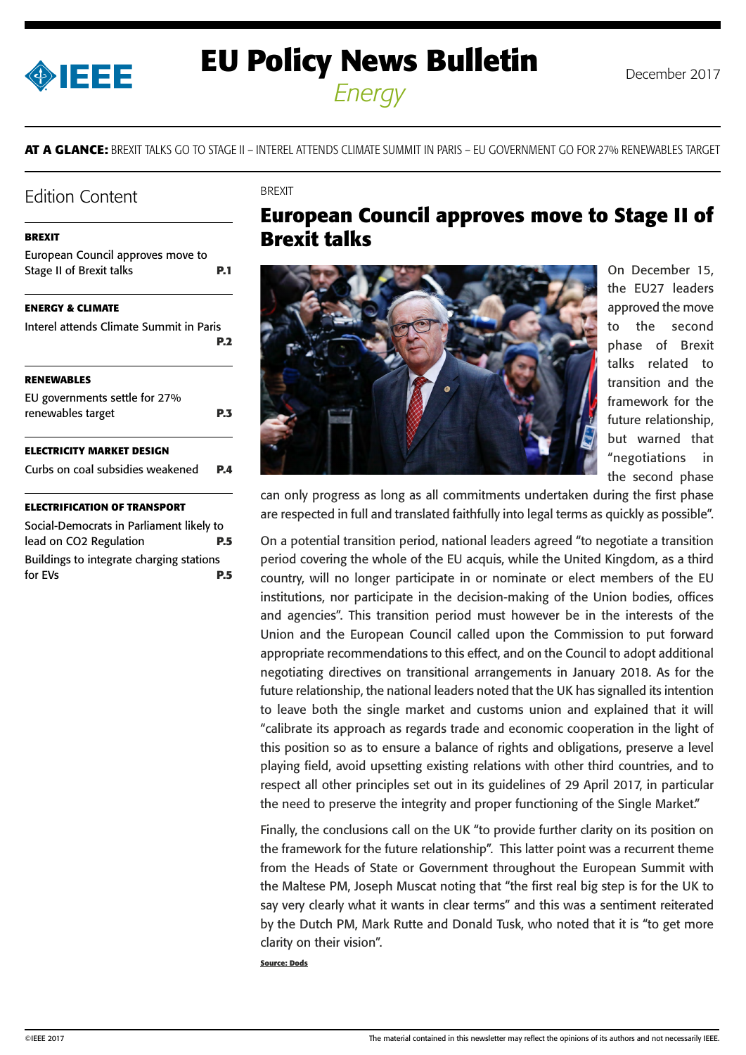# EU Policy News Bulletin

*Energy*

December 2017

**AT A GLANCE:** BREXIT TALKS GO TO STAGE II – INTEREL ATTENDS CLIMATE SUMMIT IN PARIS – EU GOVERNMENT GO FOR 27% RENEWABLES TARGET

## Edition Content

**BREXIT**

European Council approves move to Stage II of Brexit talks **P.1**

**ENERGY & CLIMATE**

Interel attends Climate Summit in Paris **P.2**

**RENEWABLES**

EU governments settle for 27% renewables target **P.3**

**ELECTRICITY MARKET DESIGN**

Curbs on coal subsidies weakened **P.4**

**ELECTRIFICATION OF TRANSPORT**

Social-Democrats in Parliament likely to lead on CO2 Regulation **P.5**

Buildings to integrate charging stations for EVs **P.5**

BREXIT

## European Council approves move to Stage II of Brexit talks

On December 15, the EU27 leaders approved the move to the second phase of Brexit talks related to transition and the framework for the future relationship, but warned that "negotiations in the second phase can only progress as long as all commitments undertaken during the first phase are respected in full and translated faithfully into legal terms as quickly as possible".

On a potential transition period, national leaders agreed "to negotiate a transition period covering the whole of the EU acquis, while the United Kingdom, as a third country, will no longer participate in or nominate or elect members of the EU institutions, nor participate in the decision-making of the Union bodies, offices and agencies". This transition period must however be in the interests of the Union and the European Council called upon the Commission to put forward appropriate recommendations to this effect, and on the Council to adopt additional negotiating directives on transitional arrangements in January 2018. As for the future relationship, the national leaders noted that the UK has signalled its intention to leave both the single market and customs union and explained that it will "calibrate its approach as regards trade and economic cooperation in the light of this position so as to ensure a balance of rights and obligations, preserve a level playing field, avoid upsetting existing relations with other third countries, and to respect all other principles set out in its guidelines of 29 April 2017, in particular the need to preserve the integrity and proper functioning of the Single Market."

Finally, the conclusions call on the UK "to provide further clarity on its position on the framework for the future relationship". This latter point was a recurrent theme from the Heads of State or Government throughout the European Summit with the Maltese PM, Joseph Muscat noting that "the first real big step is for the UK to say very clearly what it wants in clear terms" and this was a sentiment reiterated by the Dutch PM, Mark Rutte and Donald Tusk, who noted that it is "to get more clarity on their vision".

**Source: Dods**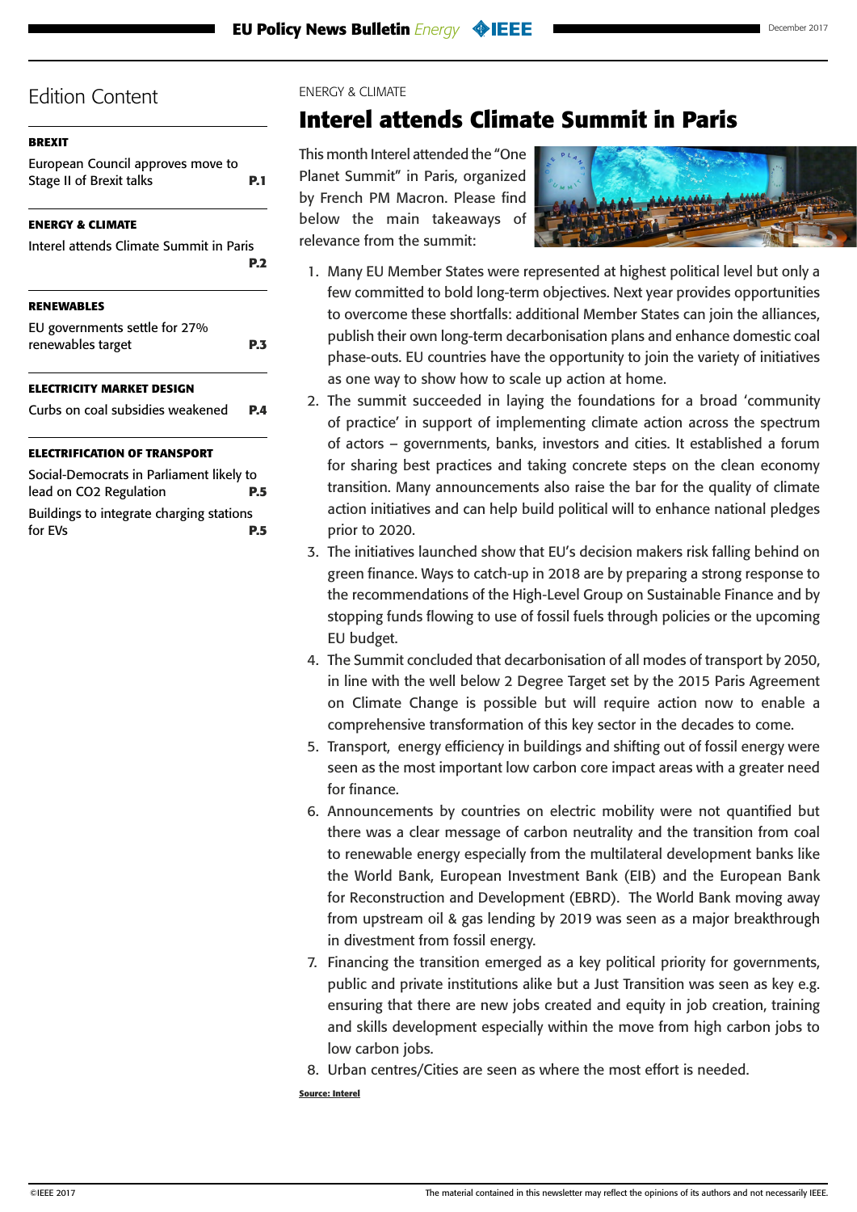# Edition Content

**BREXIT**

European Council approves move to Stage II of Brexit talks **P.1**

**ENERGY & CLIMATE**

Interel attends Climate Summit in Paris **P.2**

**RENEWABLES**

EU governments settle for 27% renewables target **P.3**

**ELECTRICITY MARKET DESIGN**

Curbs on coal subsidies weakened **P.4**

**ELECTRIFICATION OF TRANSPORT**

Social-Democrats in Parliament likely to lead on $CO_2$ Regulation **P.5**

Buildings to integrate charging stations for EVs **P.5**

ENERGY & CLIMATE

## Interel attends Climate Summit in Paris

This month Interel attended the "One Planet Summit" in Paris, organized by French PM Macron. Please find below the main takeaways of relevance from the summit:

1. Many EU Member States were represented at highest political level but only a few committed to bold long-term objectives. Next year provides opportunities to overcome these shortfalls: additional Member States can join the alliances, publish their own long-term decarbonisation plans and enhance domestic coal phase-outs. EU countries have the opportunity to join the variety of initiatives as one way to show how to scale up action at home.
2. The summit succeeded in laying the foundations for a broad 'community of practice' in support of implementing climate action across the spectrum of actors – governments, banks, investors and cities. It established a forum for sharing best practices and taking concrete steps on the clean economy transition. Many announcements also raise the bar for the quality of climate action initiatives and can help build political will to enhance national pledges prior to 2020.
3. The initiatives launched show that EU's decision makers risk falling behind on green finance. Ways to catch-up in 2018 are by preparing a strong response to the recommendations of the High-Level Group on Sustainable Finance and by stopping funds flowing to use of fossil fuels through policies or the upcoming EU budget.
4. The Summit concluded that decarbonisation of all modes of transport by 2050, in line with the well below 2 Degree Target set by the 2015 Paris Agreement on Climate Change is possible but will require action now to enable a comprehensive transformation of this key sector in the decades to come.
5. Transport, energy efficiency in buildings and shifting out of fossil energy were seen as the most important low carbon core impact areas with a greater need for finance.
6. Announcements by countries on electric mobility were not quantified but there was a clear message of carbon neutrality and the transition from coal to renewable energy especially from the multilateral development banks like the World Bank, European Investment Bank (EIB) and the European Bank for Reconstruction and Development (EBRD). The World Bank moving away from upstream oil & gas lending by 2019 was seen as a major breakthrough in divestment from fossil energy.
7. Financing the transition emerged as a key political priority for governments, public and private institutions alike but a Just Transition was seen as key e.g. ensuring that there are new jobs created and equity in job creation, training and skills development especially within the move from high carbon jobs to low carbon jobs.
8. Urban centres/Cities are seen as where the most effort is needed.

**Source: Interel**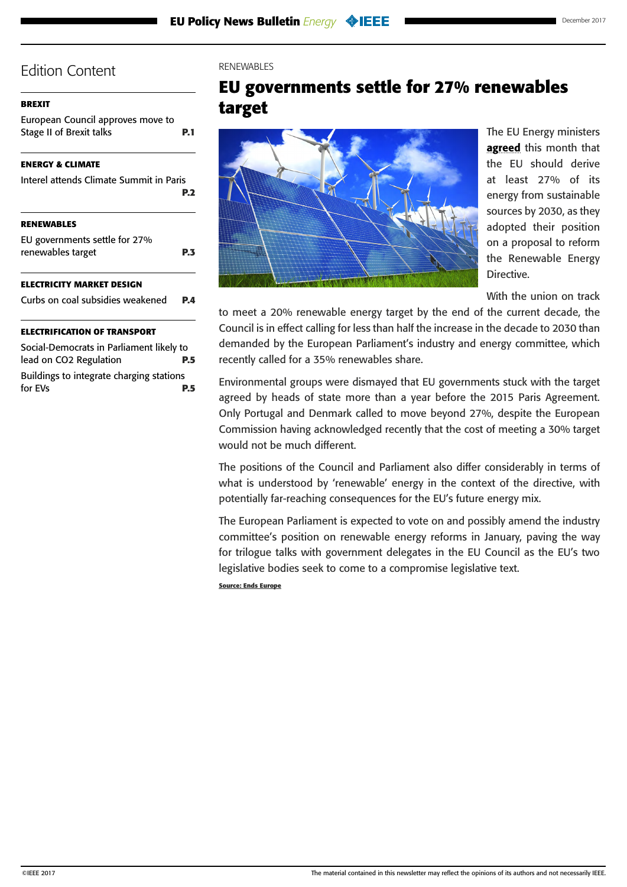## Edition Content

**BREXIT**

European Council approves move to Stage II of Brexit talks **P.1**

**ENERGY & CLIMATE**

Interel attends Climate Summit in Paris **P.2**

**RENEWABLES**

EU governments settle for 27% renewables target **P.3**

**ELECTRICITY MARKET DESIGN**

Curbs on coal subsidies weakened **P.4**

**ELECTRIFICATION OF TRANSPORT**

Social-Democrats in Parliament likely to lead on CO2 Regulation **P.5**

Buildings to integrate charging stations for EVs **P.5**

RENEWABLES

# EU governments settle for 27% renewables target

The EU Energy ministers **agreed** this month that the EU should derive at least 27% of its energy from sustainable sources by 2030, as they adopted their position on a proposal to reform the Renewable Energy Directive.

With the union on track to meet a 20% renewable energy target by the end of the current decade, the Council is in effect calling for less than half the increase in the decade to 2030 than demanded by the European Parliament's industry and energy committee, which recently called for a 35% renewables share.

Environmental groups were dismayed that EU governments stuck with the target agreed by heads of state more than a year before the 2015 Paris Agreement. Only Portugal and Denmark called to move beyond 27%, despite the European Commission having acknowledged recently that the cost of meeting a 30% target would not be much different.

The positions of the Council and Parliament also differ considerably in terms of what is understood by 'renewable' energy in the context of the directive, with potentially far-reaching consequences for the EU's future energy mix.

The European Parliament is expected to vote on and possibly amend the industry committee's position on renewable energy reforms in January, paving the way for trilogue talks with government delegates in the EU Council as the EU's two legislative bodies seek to come to a compromise legislative text.

**Source: Ends Europe**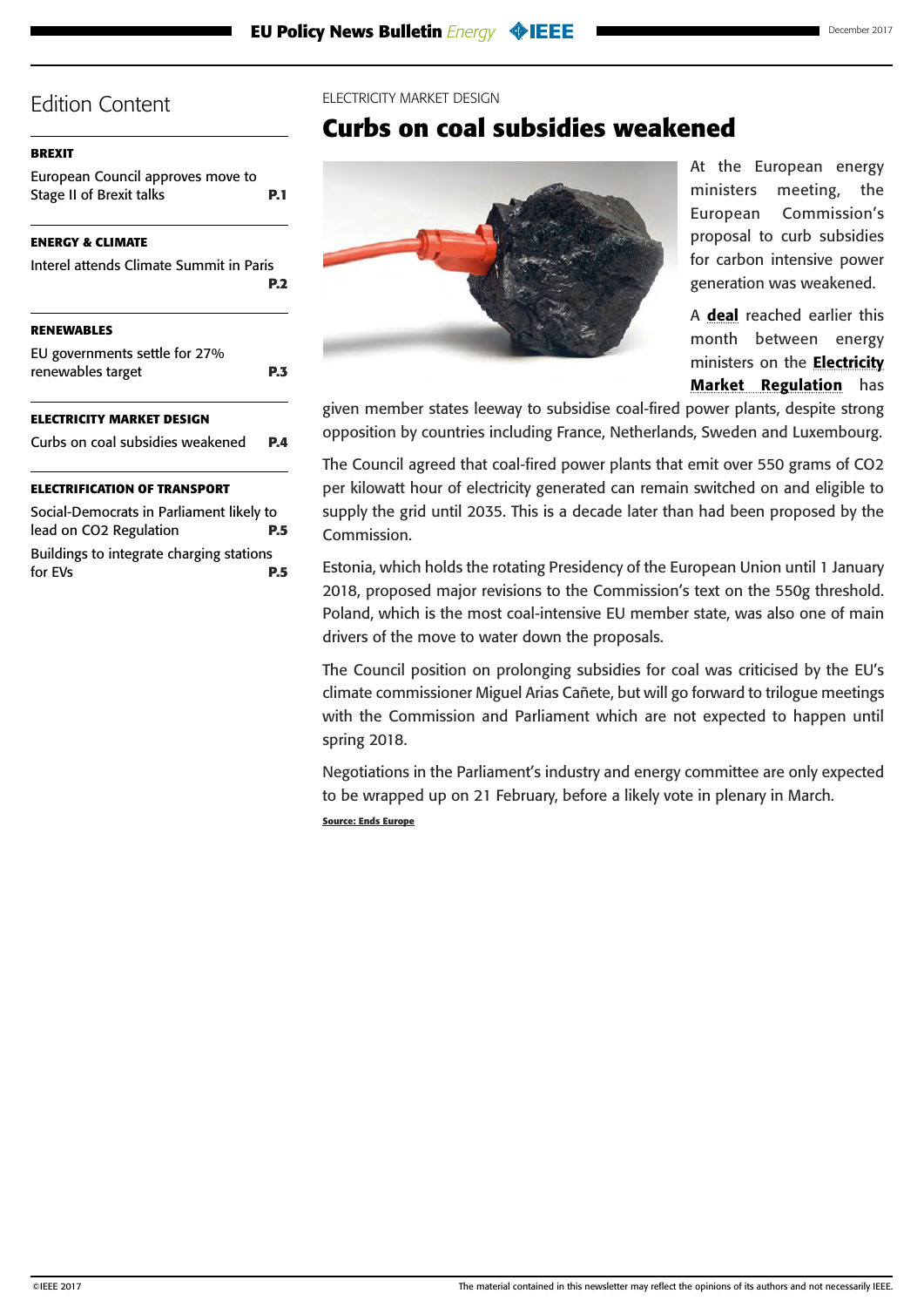## Edition Content

**BREXIT**

European Council approves move to Stage II of Brexit talks **P.1**

**ENERGY & CLIMATE**

Interel attends Climate Summit in Paris **P.2**

**RENEWABLES**

EU governments settle for 27% renewables target **P.3**

**ELECTRICITY MARKET DESIGN**

Curbs on coal subsidies weakened **P.4**

**ELECTRIFICATION OF TRANSPORT**

Social-Democrats in Parliament likely to lead on CO2 Regulation **P.5**

Buildings to integrate charging stations for EVs **P.5**

ELECTRICITY MARKET DESIGN

# Curbs on coal subsidies weakened

At the European energy ministers meeting, the European Commission's proposal to curb subsidies for carbon intensive power generation was weakened.

A **deal** reached earlier this month between energy ministers on the **Electricity Market Regulation** has given member states leeway to subsidise coal-fired power plants, despite strong opposition by countries including France, Netherlands, Sweden and Luxembourg.

The Council agreed that coal-fired power plants that emit over 550 grams of $CO_2$ per kilowatt hour of electricity generated can remain switched on and eligible to supply the grid until 2035. This is a decade later than had been proposed by the Commission.

Estonia, which holds the rotating Presidency of the European Union until 1 January 2018, proposed major revisions to the Commission's text on the 550g threshold. Poland, which is the most coal-intensive EU member state, was also one of main drivers of the move to water down the proposals.

The Council position on prolonging subsidies for coal was criticised by the EU's climate commissioner Miguel Arias Cañete, but will go forward to trilogue meetings with the Commission and Parliament which are not expected to happen until spring 2018.

Negotiations in the Parliament's industry and energy committee are only expected to be wrapped up on 21 February, before a likely vote in plenary in March.

**Source: Ends Europe**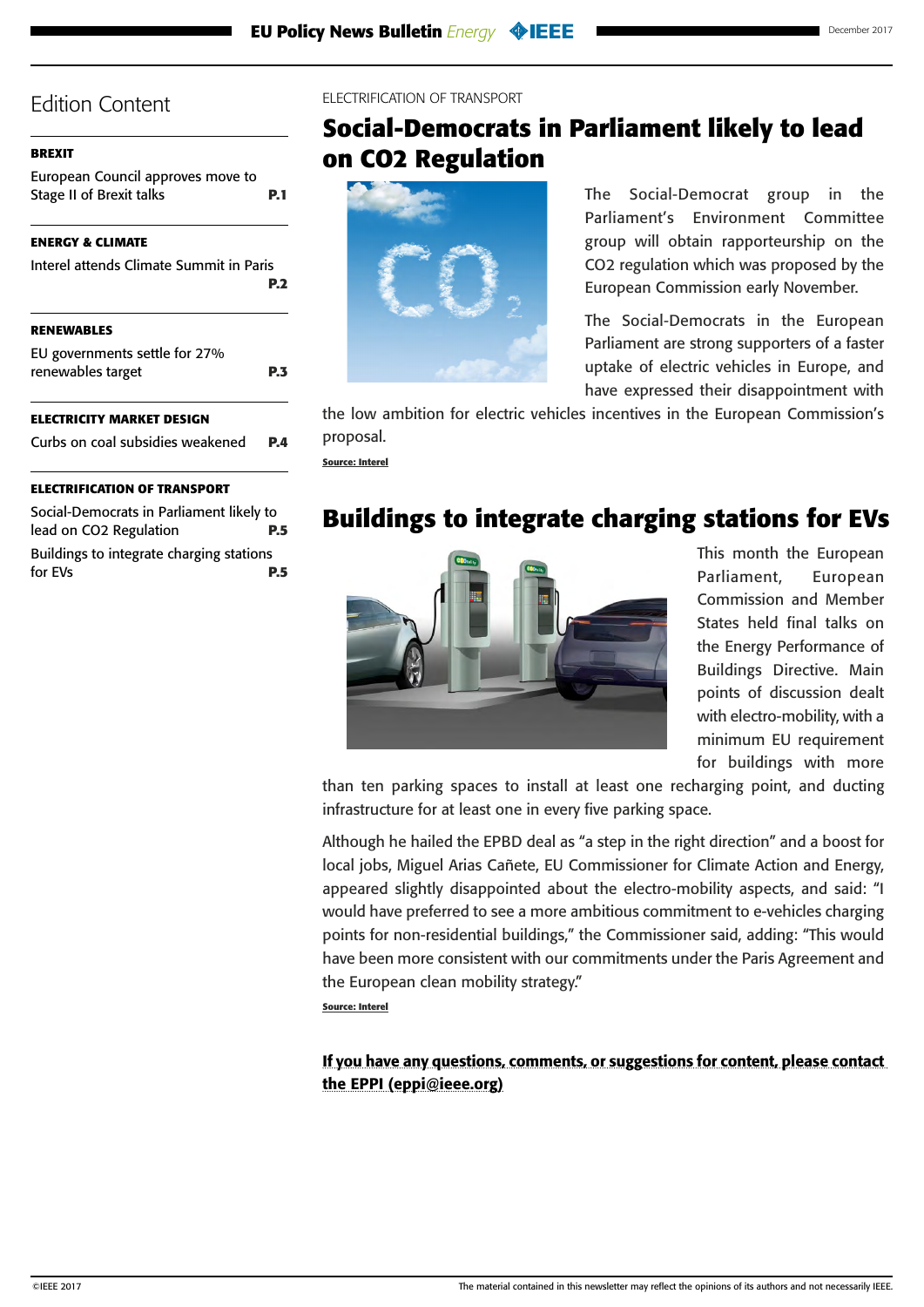## Edition Content

**BREXIT**

European Council approves move to Stage II of Brexit talks **P.1**

**ENERGY & CLIMATE**

Interel attends Climate Summit in Paris **P.2**

**RENEWABLES**

EU governments settle for 27% renewables target **P.3**

**ELECTRICITY MARKET DESIGN**

Curbs on coal subsidies weakened **P.4**

**ELECTRIFICATION OF TRANSPORT**

Social-Democrats in Parliament likely to lead on CO2 Regulation **P.5**

Buildings to integrate charging stations for EVs **P.5**

ELECTRIFICATION OF TRANSPORT

# Social-Democrats in Parliament likely to lead on CO2 Regulation

The Social-Democrat group in the Parliament's Environment Committee group will obtain rapporteurship on the CO2 regulation which was proposed by the European Commission early November.

The Social-Democrats in the European Parliament are strong supporters of a faster uptake of electric vehicles in Europe, and have expressed their disappointment with the low ambition for electric vehicles incentives in the European Commission's proposal.

**Source: Interel**

# Buildings to integrate charging stations for EVs

This month the European Parliament, European Commission and Member States held final talks on the Energy Performance of Buildings Directive. Main points of discussion dealt with electro-mobility, with a minimum EU requirement for buildings with more than ten parking spaces to install at least one recharging point, and ducting infrastructure for at least one in every five parking space.

Although he hailed the EPBD deal as "a step in the right direction" and a boost for local jobs, Miguel Arias Cañete, EU Commissioner for Climate Action and Energy, appeared slightly disappointed about the electro-mobility aspects, and said: "I would have preferred to see a more ambitious commitment to e-vehicles charging points for non-residential buildings," the Commissioner said, adding: "This would have been more consistent with our commitments under the Paris Agreement and the European clean mobility strategy."

**Source: Interel**

**If you have any questions, comments, or suggestions for content, please contact the EPPI (eppi@ieee.org)**